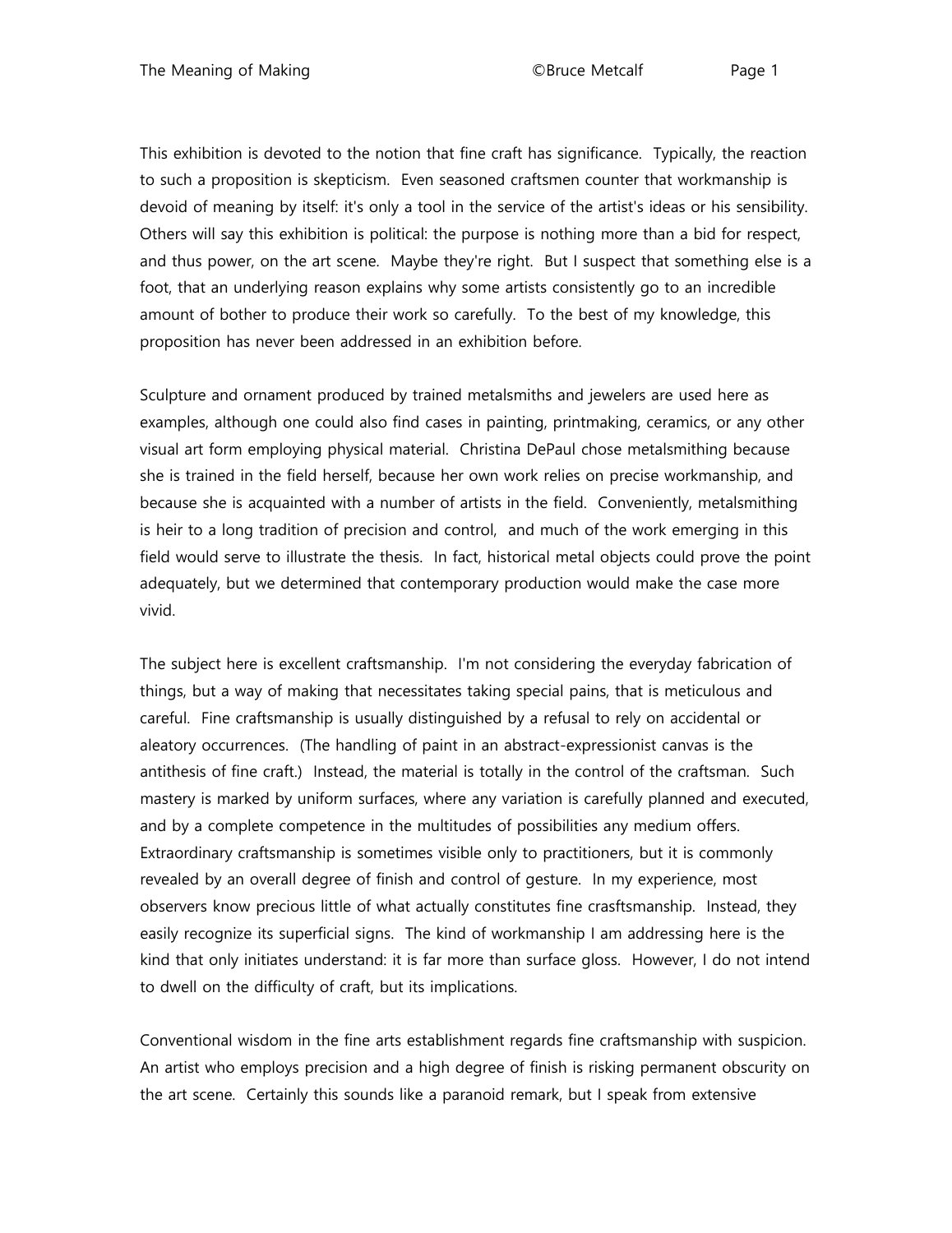This exhibition is devoted to the notion that fine craft has significance. Typically, the reaction to such a proposition is skepticism. Even seasoned craftsmen counter that workmanship is devoid of meaning by itself: it's only a tool in the service of the artist's ideas or his sensibility. Others will say this exhibition is political: the purpose is nothing more than a bid for respect, and thus power, on the art scene. Maybe they're right. But I suspect that something else is a foot, that an underlying reason explains why some artists consistently go to an incredible amount of bother to produce their work so carefully. To the best of my knowledge, this proposition has never been addressed in an exhibition before.

Sculpture and ornament produced by trained metalsmiths and jewelers are used here as examples, although one could also find cases in painting, printmaking, ceramics, or any other visual art form employing physical material. Christina DePaul chose metalsmithing because she is trained in the field herself, because her own work relies on precise workmanship, and because she is acquainted with a number of artists in the field. Conveniently, metalsmithing is heir to a long tradition of precision and control, and much of the work emerging in this field would serve to illustrate the thesis. In fact, historical metal objects could prove the point adequately, but we determined that contemporary production would make the case more vivid.

The subject here is excellent craftsmanship. I'm not considering the everyday fabrication of things, but a way of making that necessitates taking special pains, that is meticulous and careful. Fine craftsmanship is usually distinguished by a refusal to rely on accidental or aleatory occurrences. (The handling of paint in an abstract-expressionist canvas is the antithesis of fine craft.) Instead, the material is totally in the control of the craftsman. Such mastery is marked by uniform surfaces, where any variation is carefully planned and executed, and by a complete competence in the multitudes of possibilities any medium offers. Extraordinary craftsmanship is sometimes visible only to practitioners, but it is commonly revealed by an overall degree of finish and control of gesture. In my experience, most observers know precious little of what actually constitutes fine crasftsmanship. Instead, they easily recognize its superficial signs. The kind of workmanship I am addressing here is the kind that only initiates understand: it is far more than surface gloss. However, I do not intend to dwell on the difficulty of craft, but its implications.

Conventional wisdom in the fine arts establishment regards fine craftsmanship with suspicion. An artist who employs precision and a high degree of finish is risking permanent obscurity on the art scene. Certainly this sounds like a paranoid remark, but I speak from extensive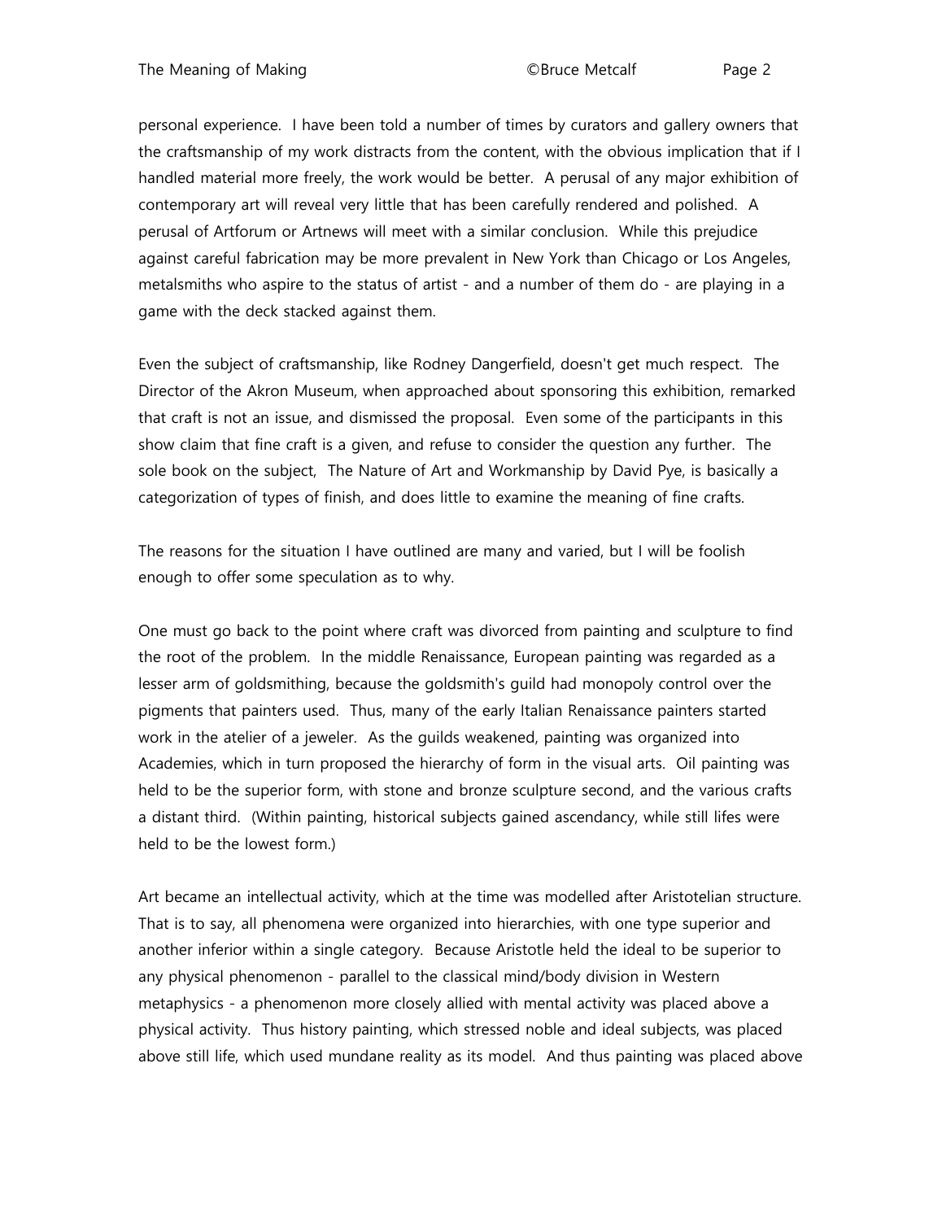personal experience. I have been told a number of times by curators and gallery owners that the craftsmanship of my work distracts from the content, with the obvious implication that if I handled material more freely, the work would be better. A perusal of any major exhibition of contemporary art will reveal very little that has been carefully rendered and polished. A perusal of Artforum or Artnews will meet with a similar conclusion. While this prejudice against careful fabrication may be more prevalent in New York than Chicago or Los Angeles, metalsmiths who aspire to the status of artist - and a number of them do - are playing in a game with the deck stacked against them.

Even the subject of craftsmanship, like Rodney Dangerfield, doesn't get much respect. The Director of the Akron Museum, when approached about sponsoring this exhibition, remarked that craft is not an issue, and dismissed the proposal. Even some of the participants in this show claim that fine craft is a given, and refuse to consider the question any further. The sole book on the subject, The Nature of Art and Workmanship by David Pye, is basically a categorization of types of finish, and does little to examine the meaning of fine crafts.

The reasons for the situation I have outlined are many and varied, but I will be foolish enough to offer some speculation as to why.

One must go back to the point where craft was divorced from painting and sculpture to find the root of the problem. In the middle Renaissance, European painting was regarded as a lesser arm of goldsmithing, because the goldsmith's guild had monopoly control over the pigments that painters used. Thus, many of the early Italian Renaissance painters started work in the atelier of a jeweler. As the guilds weakened, painting was organized into Academies, which in turn proposed the hierarchy of form in the visual arts. Oil painting was held to be the superior form, with stone and bronze sculpture second, and the various crafts a distant third. (Within painting, historical subjects gained ascendancy, while still lifes were held to be the lowest form.)

Art became an intellectual activity, which at the time was modelled after Aristotelian structure. That is to say, all phenomena were organized into hierarchies, with one type superior and another inferior within a single category. Because Aristotle held the ideal to be superior to any physical phenomenon - parallel to the classical mind/body division in Western metaphysics - a phenomenon more closely allied with mental activity was placed above a physical activity. Thus history painting, which stressed noble and ideal subjects, was placed above still life, which used mundane reality as its model. And thus painting was placed above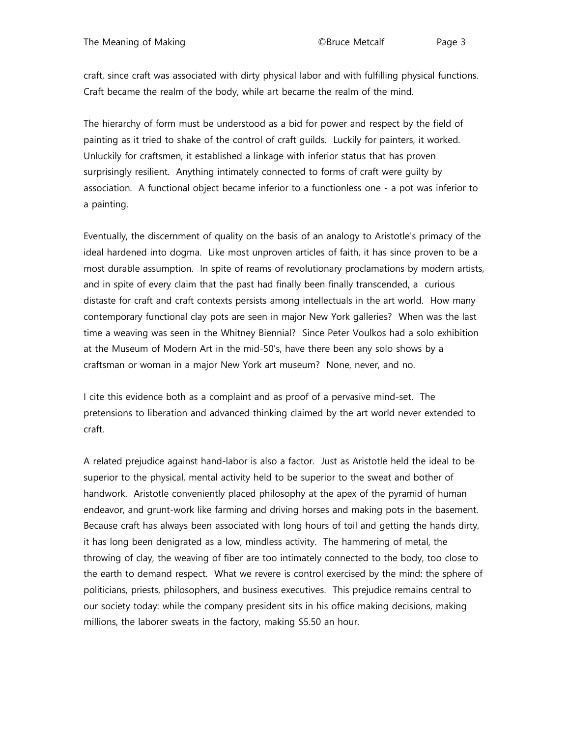craft, since craft was associated with dirty physical labor and with fulfilling physical functions. Craft became the realm of the body, while art became the realm of the mind.

The hierarchy of form must be understood as a bid for power and respect by the field of painting as it tried to shake of the control of craft guilds. Luckily for painters, it worked. Unluckily for craftsmen, it established a linkage with inferior status that has proven surprisingly resilient. Anything intimately connected to forms of craft were guilty by association. A functional object became inferior to a functionless one - a pot was inferior to a painting.

Eventually, the discernment of quality on the basis of an analogy to Aristotle's primacy of the ideal hardened into dogma. Like most unproven articles of faith, it has since proven to be a most durable assumption. In spite of reams of revolutionary proclamations by modern artists, and in spite of every claim that the past had finally been finally transcended, a curious distaste for craft and craft contexts persists among intellectuals in the art world. How many contemporary functional clay pots are seen in major New York galleries? When was the last time a weaving was seen in the Whitney Biennial? Since Peter Voulkos had a solo exhibition at the Museum of Modern Art in the mid-50's, have there been any solo shows by a craftsman or woman in a major New York art museum? None, never, and no.

I cite this evidence both as a complaint and as proof of a pervasive mind-set. The pretensions to liberation and advanced thinking claimed by the art world never extended to craft.

A related prejudice against hand-labor is also a factor. Just as Aristotle held the ideal to be superior to the physical, mental activity held to be superior to the sweat and bother of handwork. Aristotle conveniently placed philosophy at the apex of the pyramid of human endeavor, and grunt-work like farming and driving horses and making pots in the basement. Because craft has always been associated with long hours of toil and getting the hands dirty, it has long been denigrated as a low, mindless activity. The hammering of metal, the throwing of clay, the weaving of fiber are too intimately connected to the body, too close to the earth to demand respect. What we revere is control exercised by the mind: the sphere of politicians, priests, philosophers, and business executives. This prejudice remains central to our society today: while the company president sits in his office making decisions, making millions, the laborer sweats in the factory, making $5.50 an hour.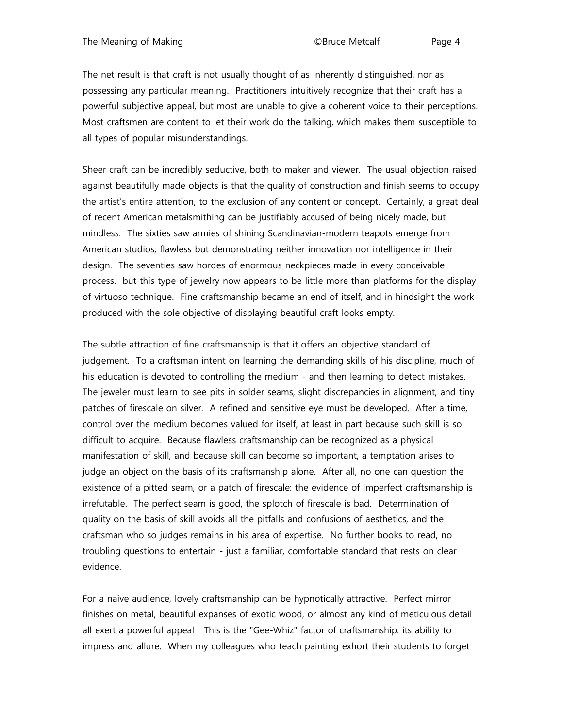The net result is that craft is not usually thought of as inherently distinguished, nor as possessing any particular meaning. Practitioners intuitively recognize that their craft has a powerful subjective appeal, but most are unable to give a coherent voice to their perceptions. Most craftsmen are content to let their work do the talking, which makes them susceptible to all types of popular misunderstandings.

Sheer craft can be incredibly seductive, both to maker and viewer. The usual objection raised against beautifully made objects is that the quality of construction and finish seems to occupy the artist's entire attention, to the exclusion of any content or concept. Certainly, a great deal of recent American metalsmithing can be justifiably accused of being nicely made, but mindless. The sixties saw armies of shining Scandinavian-modern teapots emerge from American studios; flawless but demonstrating neither innovation nor intelligence in their design. The seventies saw hordes of enormous neckpieces made in every conceivable process. but this type of jewelry now appears to be little more than platforms for the display of virtuoso technique. Fine craftsmanship became an end of itself, and in hindsight the work produced with the sole objective of displaying beautiful craft looks empty.

The subtle attraction of fine craftsmanship is that it offers an objective standard of judgement. To a craftsman intent on learning the demanding skills of his discipline, much of his education is devoted to controlling the medium - and then learning to detect mistakes. The jeweler must learn to see pits in solder seams, slight discrepancies in alignment, and tiny patches of firescale on silver. A refined and sensitive eye must be developed. After a time, control over the medium becomes valued for itself, at least in part because such skill is so difficult to acquire. Because flawless craftsmanship can be recognized as a physical manifestation of skill, and because skill can become so important, a temptation arises to judge an object on the basis of its craftsmanship alone. After all, no one can question the existence of a pitted seam, or a patch of firescale: the evidence of imperfect craftsmanship is irrefutable. The perfect seam is good, the splotch of firescale is bad. Determination of quality on the basis of skill avoids all the pitfalls and confusions of aesthetics, and the craftsman who so judges remains in his area of expertise. No further books to read, no troubling questions to entertain - just a familiar, comfortable standard that rests on clear evidence.

For a naive audience, lovely craftsmanship can be hypnotically attractive. Perfect mirror finishes on metal, beautiful expanses of exotic wood, or almost any kind of meticulous detail all exert a powerful appeal This is the "Gee-Whiz" factor of craftsmanship: its ability to impress and allure. When my colleagues who teach painting exhort their students to forget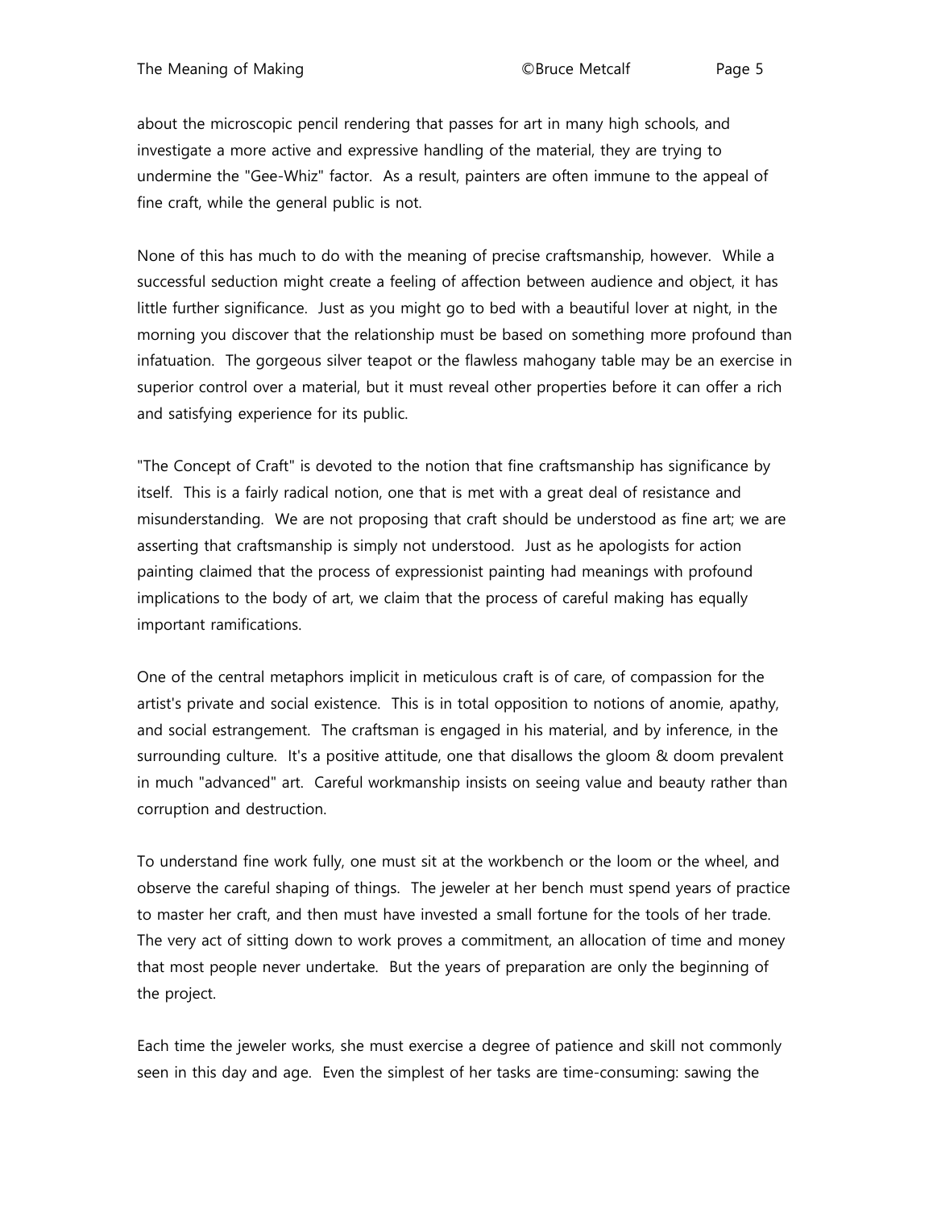about the microscopic pencil rendering that passes for art in many high schools, and investigate a more active and expressive handling of the material, they are trying to undermine the "Gee-Whiz" factor. As a result, painters are often immune to the appeal of fine craft, while the general public is not.

None of this has much to do with the meaning of precise craftsmanship, however. While a successful seduction might create a feeling of affection between audience and object, it has little further significance. Just as you might go to bed with a beautiful lover at night, in the morning you discover that the relationship must be based on something more profound than infatuation. The gorgeous silver teapot or the flawless mahogany table may be an exercise in superior control over a material, but it must reveal other properties before it can offer a rich and satisfying experience for its public.

"The Concept of Craft" is devoted to the notion that fine craftsmanship has significance by itself. This is a fairly radical notion, one that is met with a great deal of resistance and misunderstanding. We are not proposing that craft should be understood as fine art; we are asserting that craftsmanship is simply not understood. Just as he apologists for action painting claimed that the process of expressionist painting had meanings with profound implications to the body of art, we claim that the process of careful making has equally important ramifications.

One of the central metaphors implicit in meticulous craft is of care, of compassion for the artist's private and social existence. This is in total opposition to notions of anomie, apathy, and social estrangement. The craftsman is engaged in his material, and by inference, in the surrounding culture. It's a positive attitude, one that disallows the gloom & doom prevalent in much "advanced" art. Careful workmanship insists on seeing value and beauty rather than corruption and destruction.

To understand fine work fully, one must sit at the workbench or the loom or the wheel, and observe the careful shaping of things. The jeweler at her bench must spend years of practice to master her craft, and then must have invested a small fortune for the tools of her trade. The very act of sitting down to work proves a commitment, an allocation of time and money that most people never undertake. But the years of preparation are only the beginning of the project.

Each time the jeweler works, she must exercise a degree of patience and skill not commonly seen in this day and age. Even the simplest of her tasks are time-consuming: sawing the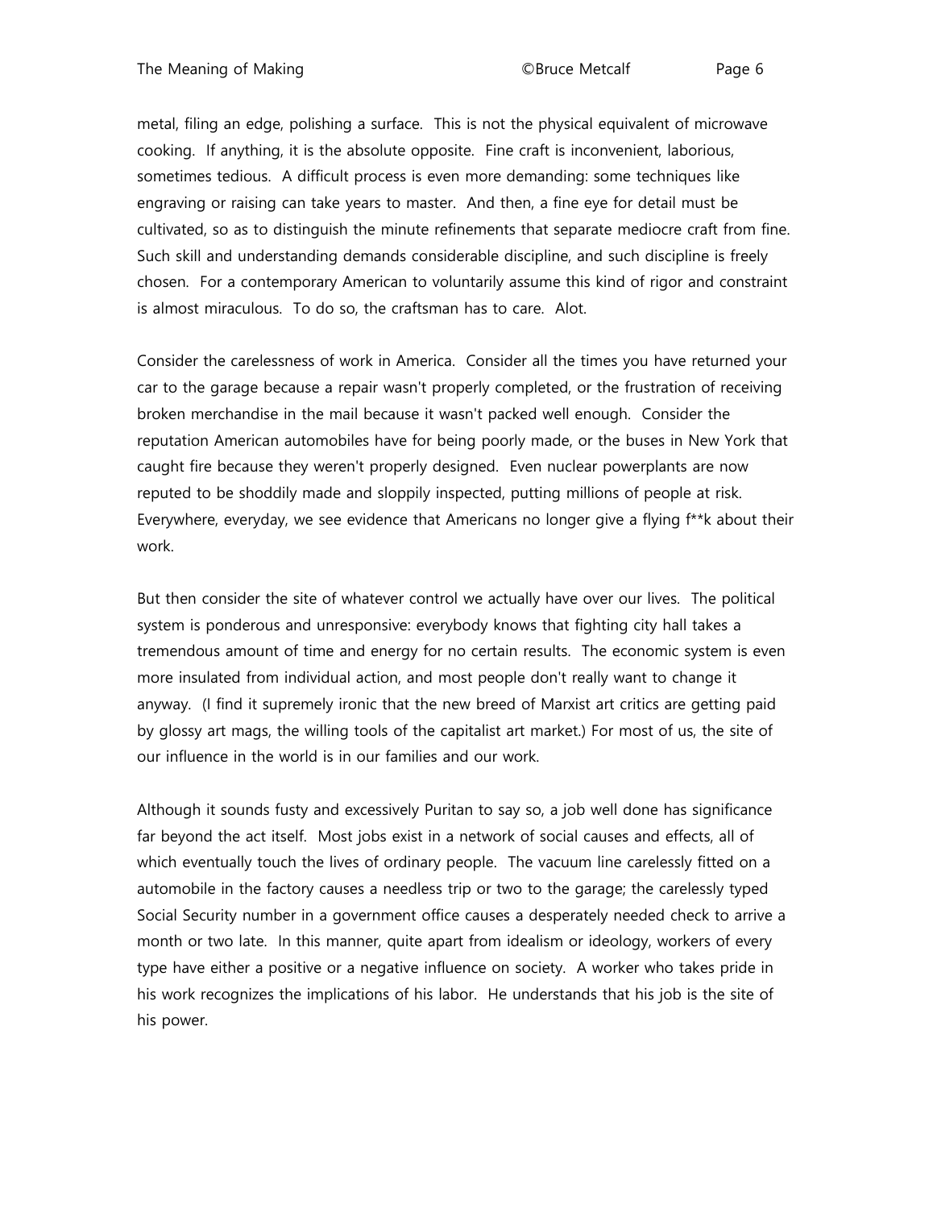metal, filing an edge, polishing a surface. This is not the physical equivalent of microwave cooking. If anything, it is the absolute opposite. Fine craft is inconvenient, laborious, sometimes tedious. A difficult process is even more demanding: some techniques like engraving or raising can take years to master. And then, a fine eye for detail must be cultivated, so as to distinguish the minute refinements that separate mediocre craft from fine. Such skill and understanding demands considerable discipline, and such discipline is freely chosen. For a contemporary American to voluntarily assume this kind of rigor and constraint is almost miraculous. To do so, the craftsman has to care. Alot.

Consider the carelessness of work in America. Consider all the times you have returned your car to the garage because a repair wasn't properly completed, or the frustration of receiving broken merchandise in the mail because it wasn't packed well enough. Consider the reputation American automobiles have for being poorly made, or the buses in New York that caught fire because they weren't properly designed. Even nuclear powerplants are now reputed to be shoddily made and sloppily inspected, putting millions of people at risk. Everywhere, everyday, we see evidence that Americans no longer give a flying f**k about their work.

But then consider the site of whatever control we actually have over our lives. The political system is ponderous and unresponsive: everybody knows that fighting city hall takes a tremendous amount of time and energy for no certain results. The economic system is even more insulated from individual action, and most people don't really want to change it anyway. (I find it supremely ironic that the new breed of Marxist art critics are getting paid by glossy art mags, the willing tools of the capitalist art market.) For most of us, the site of our influence in the world is in our families and our work.

Although it sounds fusty and excessively Puritan to say so, a job well done has significance far beyond the act itself. Most jobs exist in a network of social causes and effects, all of which eventually touch the lives of ordinary people. The vacuum line carelessly fitted on a automobile in the factory causes a needless trip or two to the garage; the carelessly typed Social Security number in a government office causes a desperately needed check to arrive a month or two late. In this manner, quite apart from idealism or ideology, workers of every type have either a positive or a negative influence on society. A worker who takes pride in his work recognizes the implications of his labor. He understands that his job is the site of his power.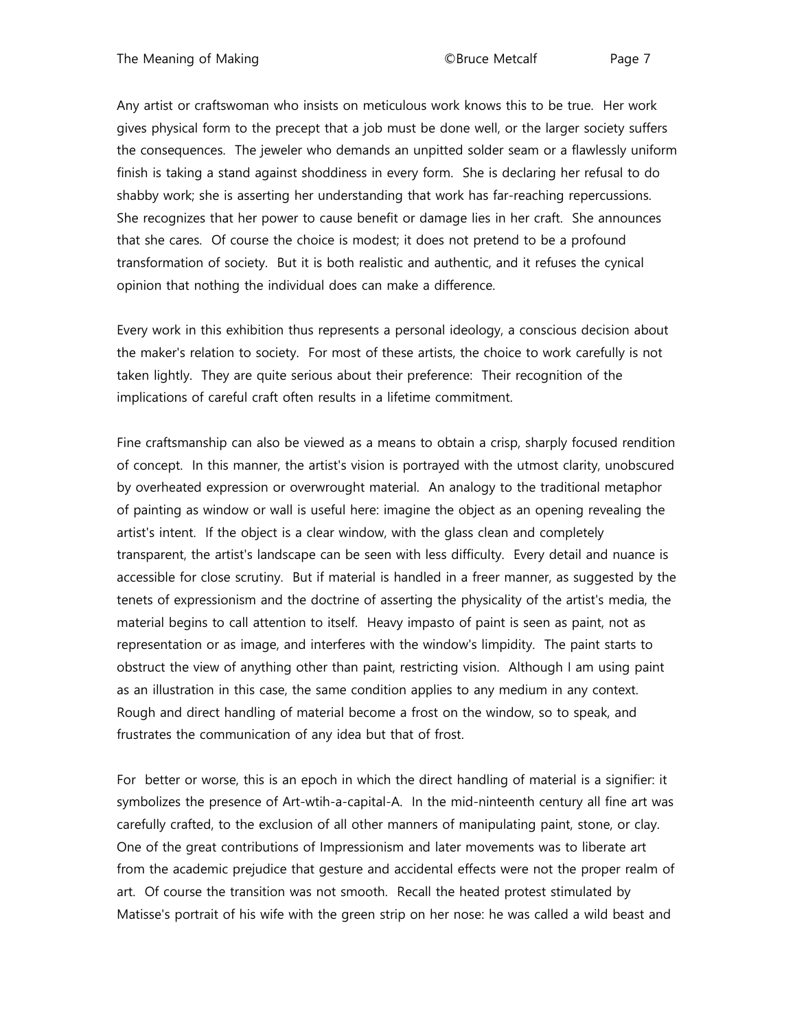Any artist or craftswoman who insists on meticulous work knows this to be true. Her work gives physical form to the precept that a job must be done well, or the larger society suffers the consequences. The jeweler who demands an unpitted solder seam or a flawlessly uniform finish is taking a stand against shoddiness in every form. She is declaring her refusal to do shabby work; she is asserting her understanding that work has far-reaching repercussions. She recognizes that her power to cause benefit or damage lies in her craft. She announces that she cares. Of course the choice is modest; it does not pretend to be a profound transformation of society. But it is both realistic and authentic, and it refuses the cynical opinion that nothing the individual does can make a difference.

Every work in this exhibition thus represents a personal ideology, a conscious decision about the maker's relation to society. For most of these artists, the choice to work carefully is not taken lightly. They are quite serious about their preference: Their recognition of the implications of careful craft often results in a lifetime commitment.

Fine craftsmanship can also be viewed as a means to obtain a crisp, sharply focused rendition of concept. In this manner, the artist's vision is portrayed with the utmost clarity, unobscured by overheated expression or overwrought material. An analogy to the traditional metaphor of painting as window or wall is useful here: imagine the object as an opening revealing the artist's intent. If the object is a clear window, with the glass clean and completely transparent, the artist's landscape can be seen with less difficulty. Every detail and nuance is accessible for close scrutiny. But if material is handled in a freer manner, as suggested by the tenets of expressionism and the doctrine of asserting the physicality of the artist's media, the material begins to call attention to itself. Heavy impasto of paint is seen as paint, not as representation or as image, and interferes with the window's limpidity. The paint starts to obstruct the view of anything other than paint, restricting vision. Although I am using paint as an illustration in this case, the same condition applies to any medium in any context. Rough and direct handling of material become a frost on the window, so to speak, and frustrates the communication of any idea but that of frost.

For better or worse, this is an epoch in which the direct handling of material is a signifier: it symbolizes the presence of Art-wtih-a-capital-A. In the mid-nineteenth century all fine art was carefully crafted, to the exclusion of all other manners of manipulating paint, stone, or clay. One of the great contributions of Impressionism and later movements was to liberate art from the academic prejudice that gesture and accidental effects were not the proper realm of art. Of course the transition was not smooth. Recall the heated protest stimulated by Matisse's portrait of his wife with the green strip on her nose: he was called a wild beast and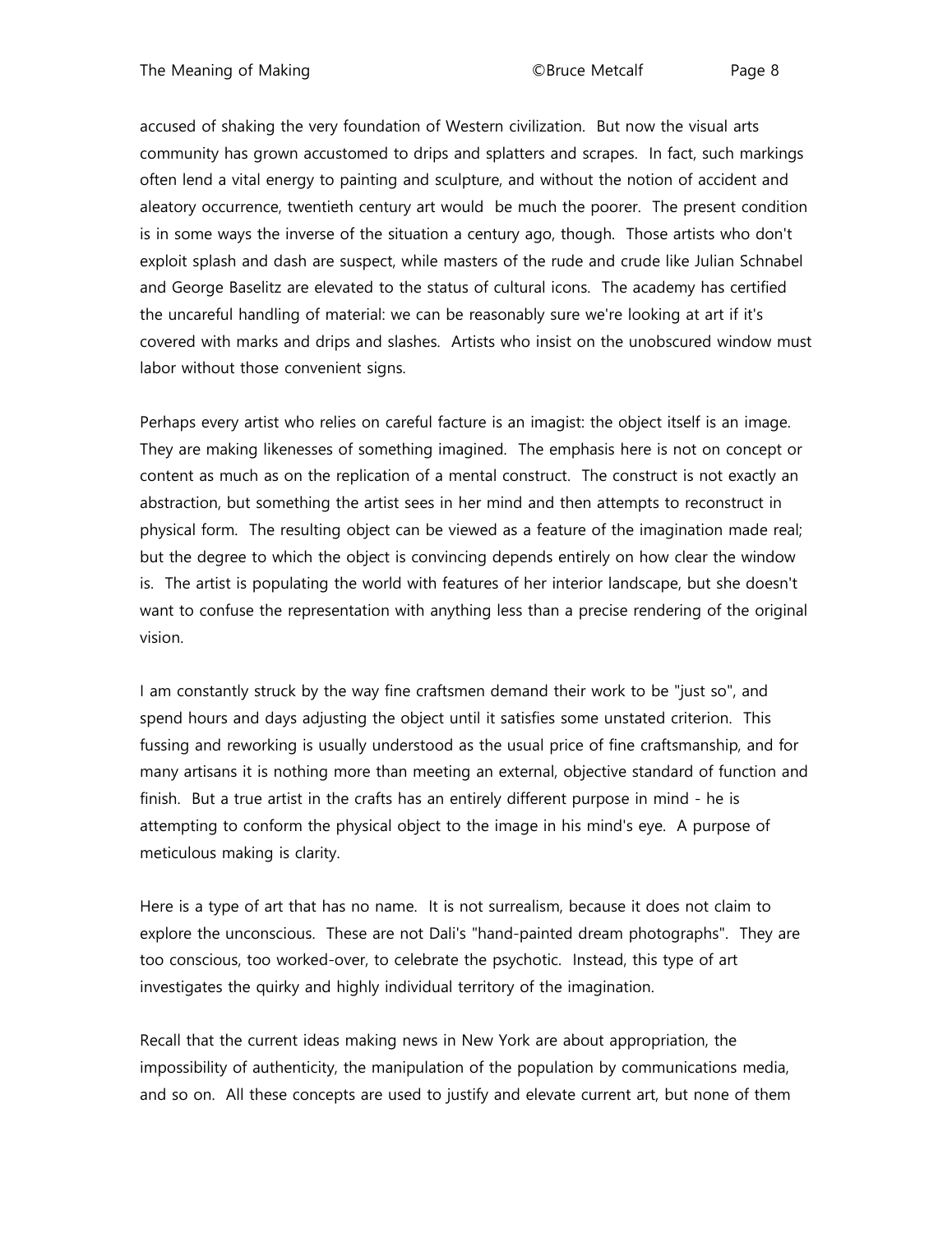accused of shaking the very foundation of Western civilization. But now the visual arts community has grown accustomed to drips and splatters and scrapes. In fact, such markings often lend a vital energy to painting and sculpture, and without the notion of accident and aleatory occurrence, twentieth century art would be much the poorer. The present condition is in some ways the inverse of the situation a century ago, though. Those artists who don't exploit splash and dash are suspect, while masters of the rude and crude like Julian Schnabel and George Baselitz are elevated to the status of cultural icons. The academy has certified the uncareful handling of material: we can be reasonably sure we're looking at art if it's covered with marks and drips and slashes. Artists who insist on the unobscured window must labor without those convenient signs.

Perhaps every artist who relies on careful facture is an imagist: the object itself is an image. They are making likenesses of something imagined. The emphasis here is not on concept or content as much as on the replication of a mental construct. The construct is not exactly an abstraction, but something the artist sees in her mind and then attempts to reconstruct in physical form. The resulting object can be viewed as a feature of the imagination made real; but the degree to which the object is convincing depends entirely on how clear the window is. The artist is populating the world with features of her interior landscape, but she doesn't want to confuse the representation with anything less than a precise rendering of the original vision.

I am constantly struck by the way fine craftsmen demand their work to be "just so", and spend hours and days adjusting the object until it satisfies some unstated criterion. This fussing and reworking is usually understood as the usual price of fine craftsmanship, and for many artisans it is nothing more than meeting an external, objective standard of function and finish. But a true artist in the crafts has an entirely different purpose in mind - he is attempting to conform the physical object to the image in his mind's eye. A purpose of meticulous making is clarity.

Here is a type of art that has no name. It is not surrealism, because it does not claim to explore the unconscious. These are not Dali's "hand-painted dream photographs". They are too conscious, too worked-over, to celebrate the psychotic. Instead, this type of art investigates the quirky and highly individual territory of the imagination.

Recall that the current ideas making news in New York are about appropriation, the impossibility of authenticity, the manipulation of the population by communications media, and so on. All these concepts are used to justify and elevate current art, but none of them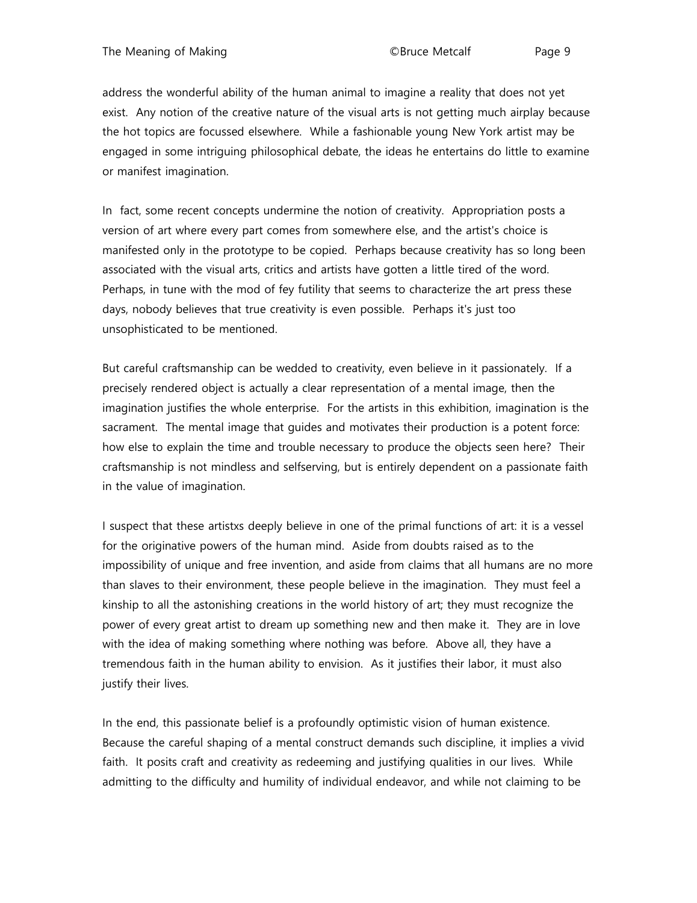address the wonderful ability of the human animal to imagine a reality that does not yet exist. Any notion of the creative nature of the visual arts is not getting much airplay because the hot topics are focussed elsewhere. While a fashionable young New York artist may be engaged in some intriguing philosophical debate, the ideas he entertains do little to examine or manifest imagination.

In fact, some recent concepts undermine the notion of creativity. Appropriation posts a version of art where every part comes from somewhere else, and the artist's choice is manifested only in the prototype to be copied. Perhaps because creativity has so long been associated with the visual arts, critics and artists have gotten a little tired of the word. Perhaps, in tune with the mod of fey futility that seems to characterize the art press these days, nobody believes that true creativity is even possible. Perhaps it's just too unsophisticated to be mentioned.

But careful craftsmanship can be wedded to creativity, even believe in it passionately. If a precisely rendered object is actually a clear representation of a mental image, then the imagination justifies the whole enterprise. For the artists in this exhibition, imagination is the sacrament. The mental image that guides and motivates their production is a potent force: how else to explain the time and trouble necessary to produce the objects seen here? Their craftsmanship is not mindless and selfserving, but is entirely dependent on a passionate faith in the value of imagination.

I suspect that these artistxs deeply believe in one of the primal functions of art: it is a vessel for the originative powers of the human mind. Aside from doubts raised as to the impossibility of unique and free invention, and aside from claims that all humans are no more than slaves to their environment, these people believe in the imagination. They must feel a kinship to all the astonishing creations in the world history of art; they must recognize the power of every great artist to dream up something new and then make it. They are in love with the idea of making something where nothing was before. Above all, they have a tremendous faith in the human ability to envision. As it justifies their labor, it must also justify their lives.

In the end, this passionate belief is a profoundly optimistic vision of human existence. Because the careful shaping of a mental construct demands such discipline, it implies a vivid faith. It posits craft and creativity as redeeming and justifying qualities in our lives. While admitting to the difficulty and humility of individual endeavor, and while not claiming to be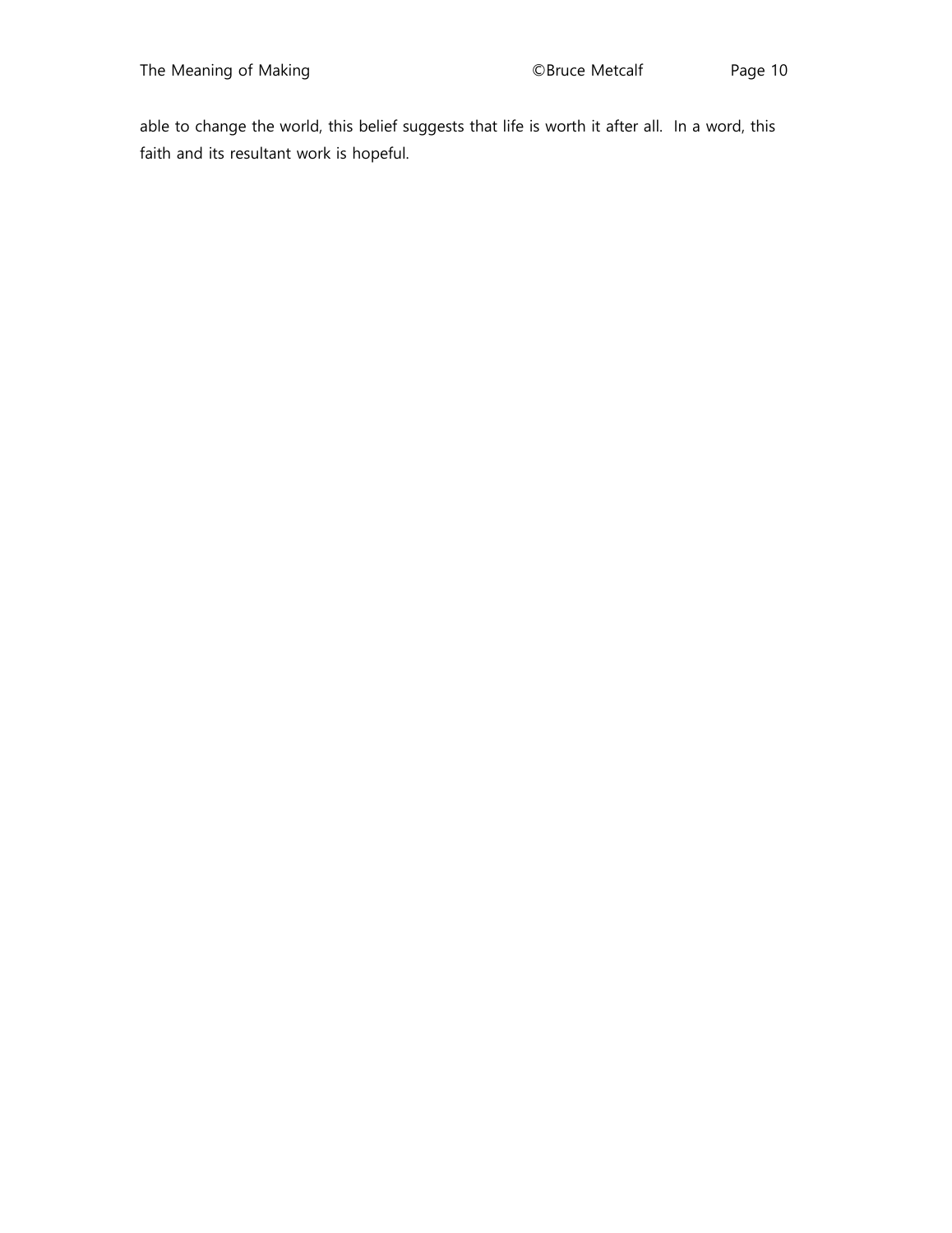able to change the world, this belief suggests that life is worth it after all. In a word, this faith and its resultant work is hopeful.